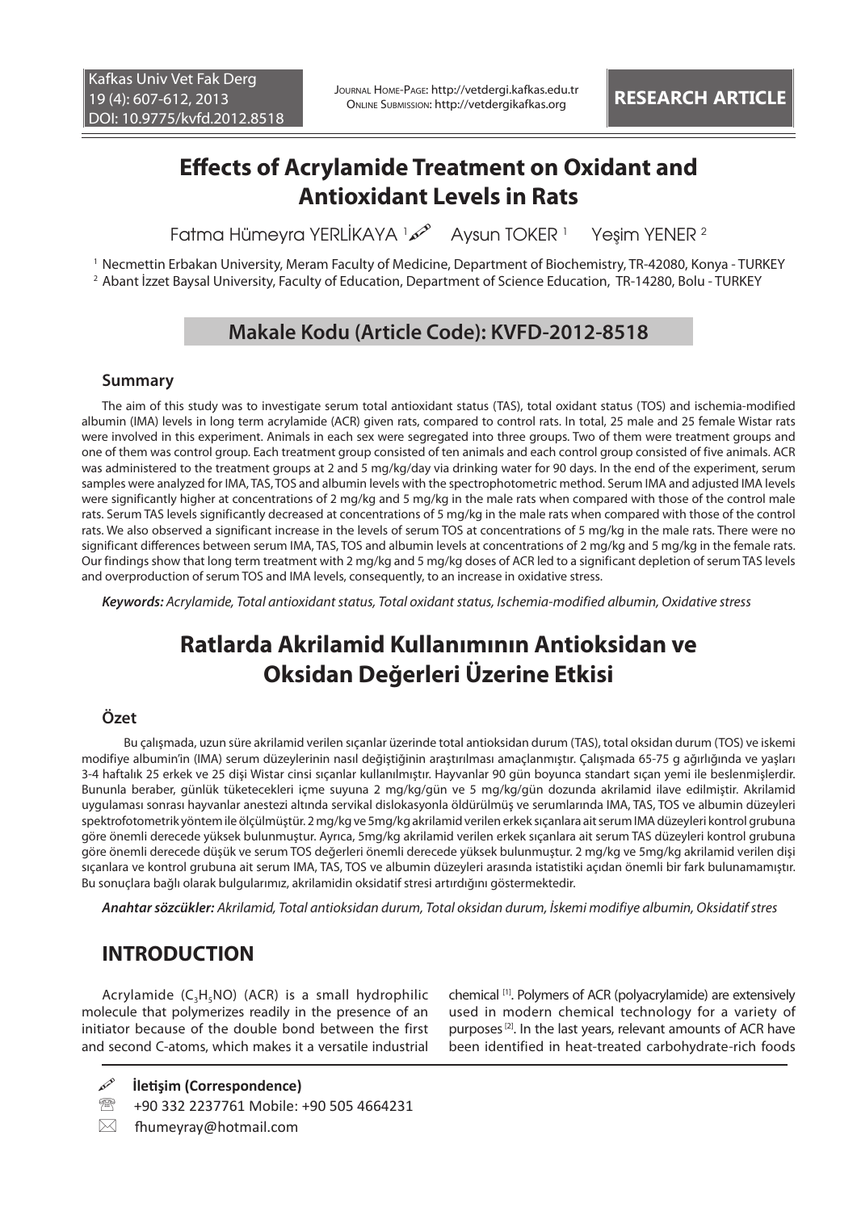RESEARCH ARTICLE

# Effects of Acrylamide Treatment on Oxidant and Antioxidant Levels in Rats

Fatma Hümeyra YERLİKAYA [1] Aysun TOKER [1] Yeşim YENER [2]

[1] Necmettin Erbakan University, Meram Faculty of Medicine, Department of Biochemistry, TR-42080, Konya - TURKEY
[2] Abant İzzet Baysal University, Faculty of Education, Department of Science Education, TR-14280, Bolu - TURKEY

**Makale Kodu (Article Code): KVFD-2012-8518**

## Summary

The aim of this study was to investigate serum total antioxidant status (TAS), total oxidant status (TOS) and ischemia-modified albumin (IMA) levels in long term acrylamide (ACR) given rats, compared to control rats. In total, 25 male and 25 female Wistar rats were involved in this experiment. Animals in each sex were segregated into three groups. Two of them were treatment groups and one of them was control group. Each treatment group consisted of ten animals and each control group consisted of five animals. ACR was administered to the treatment groups at 2 and 5 mg/kg/day via drinking water for 90 days. In the end of the experiment, serum samples were analyzed for IMA, TAS, TOS and albumin levels with the spectrophotometric method. Serum IMA and adjusted IMA levels were significantly higher at concentrations of 2 mg/kg and 5 mg/kg in the male rats when compared with those of the control male rats. Serum TAS levels significantly decreased at concentrations of 5 mg/kg in the male rats when compared with those of the control rats. We also observed a significant increase in the levels of serum TOS at concentrations of 5 mg/kg in the male rats. There were no significant differences between serum IMA, TAS, TOS and albumin levels at concentrations of 2 mg/kg and 5 mg/kg in the female rats. Our findings show that long term treatment with 2 mg/kg and 5 mg/kg doses of ACR led to a significant depletion of serum TAS levels and overproduction of serum TOS and IMA levels, consequently, to an increase in oxidative stress.

***Keywords:*** *Acrylamide, Total antioxidant status, Total oxidant status, Ischemia-modified albumin, Oxidative stress*

# Ratlarda Akrilamid Kullanımının Antioksidan ve Oksidan Değerleri Üzerine Etkisi

## Özet

Bu çalışmada, uzun süre akrilamid verilen sıçanlar üzerinde total antioksidan durum (TAS), total oksidan durum (TOS) ve iskemi modifiye albumin'in (IMA) serum düzeylerinin nasıl değiştiğinin araştırılması amaçlanmıştır. Çalışmada 65-75 g ağırlığında ve yaşları 3-4 haftalık 25 erkek ve 25 dişi Wistar cinsi sıçanlar kullanılmıştır. Hayvanlar 90 gün boyunca standart sıçan yemi ile beslenmişlerdir. Bununla beraber, günlük tüketecekleri içme suyuna 2 mg/kg/gün ve 5 mg/kg/gün dozunda akrilamid ilave edilmiştir. Akrilamid uygulaması sonrası hayvanlar anestezi altında servikal dislokasyonla öldürülmüş ve serumlarında IMA, TAS, TOS ve albumin düzeyleri spektrofotometrik yöntem ile ölçülmüştür. 2 mg/kg ve 5mg/kg akrilamid verilen erkek sıçanlara ait serum IMA düzeyleri kontrol grubuna göre önemli derecede yüksek bulunmuştur. Ayrıca, 5mg/kg akrilamid verilen erkek sıçanlara ait serum TAS düzeyleri kontrol grubuna göre önemli derecede düşük ve serum TOS değerleri önemli derecede yüksek bulunmuştur. 2 mg/kg ve 5mg/kg akrilamid verilen dişi sıçanlara ve kontrol grubuna ait serum IMA, TAS, TOS ve albumin düzeyleri arasında istatistiki açıdan önemli bir fark bulunamamıştır. Bu sonuçlara bağlı olarak bulgularımız, akrilamidin oksidatif stresi artırdığını göstermektedir.

***Anahtar sözcükler:*** *Akrilamid, Total antioksidan durum, Total oksidan durum, İskemi modifiye albumin, Oksidatif stres*

## INTRODUCTION

Acrylamide ($C_3H_5NO$) (ACR) is a small hydrophilic molecule that polymerizes readily in the presence of an initiator because of the double bond between the first and second C-atoms, which makes it a versatile industrial chemical [1]. Polymers of ACR (polyacrylamide) are extensively used in modern chemical technology for a variety of purposes [2]. In the last years, relevant amounts of ACR have been identified in heat-treated carbohydrate-rich foods

**İletişim (Correspondence)**

+90 332 2237761 Mobile: +90 505 4664231

fhumeyray@hotmail.com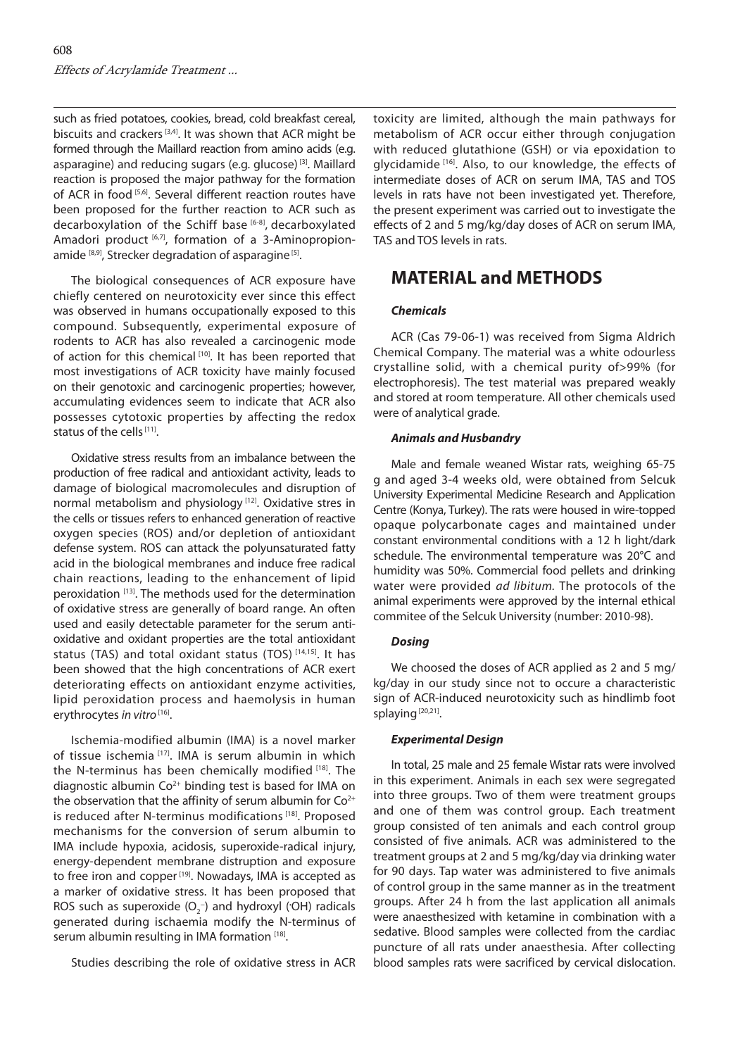such as fried potatoes, cookies, bread, cold breakfast cereal, biscuits and crackers [3,4]. It was shown that ACR might be formed through the Maillard reaction from amino acids (e.g. asparagine) and reducing sugars (e.g. glucose) [3]. Maillard reaction is proposed the major pathway for the formation of ACR in food [5,6]. Several different reaction routes have been proposed for the further reaction to ACR such as decarboxylation of the Schiff base [6-8], decarboxylated Amadori product [6,7], formation of a 3-Aminopropionamide [8,9], Strecker degradation of asparagine [5].

The biological consequences of ACR exposure have chiefly centered on neurotoxicity ever since this effect was observed in humans occupationally exposed to this compound. Subsequently, experimental exposure of rodents to ACR has also revealed a carcinogenic mode of action for this chemical [10]. It has been reported that most investigations of ACR toxicity have mainly focused on their genotoxic and carcinogenic properties; however, accumulating evidences seem to indicate that ACR also possesses cytotoxic properties by affecting the redox status of the cells [11].

Oxidative stress results from an imbalance between the production of free radical and antioxidant activity, leads to damage of biological macromolecules and disruption of normal metabolism and physiology [12]. Oxidative stres in the cells or tissues refers to enhanced generation of reactive oxygen species (ROS) and/or depletion of antioxidant defense system. ROS can attack the polyunsaturated fatty acid in the biological membranes and induce free radical chain reactions, leading to the enhancement of lipid peroxidation [13]. The methods used for the determination of oxidative stress are generally of board range. An often used and easily detectable parameter for the serum antioxidative and oxidant properties are the total antioxidant status (TAS) and total oxidant status (TOS) [14,15]. It has been showed that the high concentrations of ACR exert deteriorating effects on antioxidant enzyme activities, lipid peroxidation process and haemolysis in human erythrocytes *in vitro* [16].

Ischemia-modified albumin (IMA) is a novel marker of tissue ischemia [17]. IMA is serum albumin in which the N-terminus has been chemically modified [18]. The diagnostic albumin $Co^{2+}$ binding test is based for IMA on the observation that the affinity of serum albumin for $Co^{2+}$ is reduced after N-terminus modifications [18]. Proposed mechanisms for the conversion of serum albumin to IMA include hypoxia, acidosis, superoxide-radical injury, energy-dependent membrane distruption and exposure to free iron and copper [19]. Nowadays, IMA is accepted as a marker of oxidative stress. It has been proposed that ROS such as superoxide ($O_2^-$) and hydroxyl ($^{\cdot}OH$) radicals generated during ischaemia modify the N-terminus of serum albumin resulting in IMA formation [18].

Studies describing the role of oxidative stress in ACR toxicity are limited, although the main pathways for metabolism of ACR occur either through conjugation with reduced glutathione (GSH) or via epoxidation to glycidamide [16]. Also, to our knowledge, the effects of intermediate doses of ACR on serum IMA, TAS and TOS levels in rats have not been investigated yet. Therefore, the present experiment was carried out to investigate the effects of 2 and 5 mg/kg/day doses of ACR on serum IMA, TAS and TOS levels in rats.

## MATERIAL and METHODS

### *Chemicals*

ACR (Cas 79-06-1) was received from Sigma Aldrich Chemical Company. The material was a white odourless crystalline solid, with a chemical purity of>99% (for electrophoresis). The test material was prepared weakly and stored at room temperature. All other chemicals used were of analytical grade.

### *Animals and Husbandry*

Male and female weaned Wistar rats, weighing 65-75 g and aged 3-4 weeks old, were obtained from Selcuk University Experimental Medicine Research and Application Centre (Konya, Turkey). The rats were housed in wire-topped opaque polycarbonate cages and maintained under constant environmental conditions with a 12 h light/dark schedule. The environmental temperature was 20°C and humidity was 50%. Commercial food pellets and drinking water were provided *ad libitum*. The protocols of the animal experiments were approved by the internal ethical commitee of the Selcuk University (number: 2010-98).

### *Dosing*

We choosed the doses of ACR applied as 2 and 5 mg/kg/day in our study since not to occure a characteristic sign of ACR-induced neurotoxicity such as hindlimb foot splaying [20,21].

### *Experimental Design*

In total, 25 male and 25 female Wistar rats were involved in this experiment. Animals in each sex were segregated into three groups. Two of them were treatment groups and one of them was control group. Each treatment group consisted of ten animals and each control group consisted of five animals. ACR was administered to the treatment groups at 2 and 5 mg/kg/day via drinking water for 90 days. Tap water was administered to five animals of control group in the same manner as in the treatment groups. After 24 h from the last application all animals were anaesthesized with ketamine in combination with a sedative. Blood samples were collected from the cardiac puncture of all rats under anaesthesia. After collecting blood samples rats were sacrificed by cervical dislocation.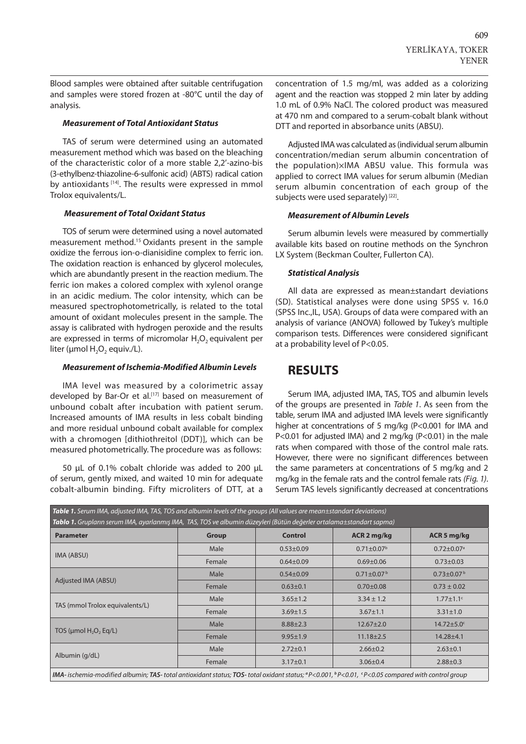Blood samples were obtained after suitable centrifugation and samples were stored frozen at -80°C until the day of analysis.

#### *Measurement of Total Antioxidant Status*

TAS of serum were determined using an automated measurement method which was based on the bleaching of the characteristic color of a more stable 2,2'-azino-bis (3-ethylbenz-thiazoline-6-sulfonic acid) (ABTS) radical cation by antioxidants [14]. The results were expressed in mmol Trolox equivalents/L.

#### *Measurement of Total Oxidant Status*

TOS of serum were determined using a novel automated measurement method.[15] Oxidants present in the sample oxidize the ferrous ion-o-dianisidine complex to ferric ion. The oxidation reaction is enhanced by glycerol molecules, which are abundantly present in the reaction medium. The ferric ion makes a colored complex with xylenol orange in an acidic medium. The color intensity, which can be measured spectrophotometrically, is related to the total amount of oxidant molecules present in the sample. The assay is calibrated with hydrogen peroxide and the results are expressed in terms of micromolar $H_2O_2$ equivalent per liter (μmol $H_2O_2$ equiv./L).

#### *Measurement of Ischemia-Modified Albumin Levels*

IMA level was measured by a colorimetric assay developed by Bar-Or et al.[17] based on measurement of unbound cobalt after incubation with patient serum. Increased amounts of IMA results in less cobalt binding and more residual unbound cobalt available for complex with a chromogen [dithiothreitol (DDT)], which can be measured photometrically. The procedure was as follows:

50 μL of 0.1% cobalt chloride was added to 200 μL of serum, gently mixed, and waited 10 min for adequate cobalt-albumin binding. Fifty microliters of DTT, at a concentration of 1.5 mg/ml, was added as a colorizing agent and the reaction was stopped 2 min later by adding 1.0 mL of 0.9% NaCl. The colored product was measured at 470 nm and compared to a serum-cobalt blank without DTT and reported in absorbance units (ABSU).

Adjusted IMA was calculated as (individual serum albumin concentration/median serum albumin concentration of the population)×IMA ABSU value. This formula was applied to correct IMA values for serum albumin (Median serum albumin concentration of each group of the subjects were used separately) [22].

#### *Measurement of Albumin Levels*

Serum albumin levels were measured by commertially available kits based on routine methods on the Synchron LX System (Beckman Coulter, Fullerton CA).

#### *Statistical Analysis*

All data are expressed as mean±standart deviations (SD). Statistical analyses were done using SPSS v. 16.0 (SPSS Inc.,IL, USA). Groups of data were compared with an analysis of variance (ANOVA) followed by Tukey's multiple comparison tests. Differences were considered significant at a probability level of P<0.05.

## RESULTS

Serum IMA, adjusted IMA, TAS, TOS and albumin levels of the groups are presented in *Table 1*. As seen from the table, serum IMA and adjusted IMA levels were significantly higher at concentrations of 5 mg/kg (P<0.001 for IMA and P<0.01 for adjusted IMA) and 2 mg/kg (P<0.01) in the male rats when compared with those of the control male rats. However, there were no significant differences between the same parameters at concentrations of 5 mg/kg and 2 mg/kg in the female rats and the control female rats *(Fig. 1)*. Serum TAS levels significantly decreased at concentrations

***Table 1.** Serum IMA, adjusted IMA, TAS, TOS and albumin levels of the groups (All values are mean±standart deviations)*

***Tablo 1.** Grupların serum IMA, ayarlanmış IMA, TAS, TOS ve albumin düzeyleri (Bütün değerler ortalama±standart sapma)*

| Parameter | Group | Control | ACR 2 mg/kg | ACR 5 mg/kg |
|---|---|---|---|---|
| IMA (ABSU) | Male | 0.53±0.09 | 0.71±0.07[b] | 0.72±0.07[a] |
| | Female | 0.64±0.09 | 0.69±0.06 | 0.73±0.03 |
| Adjusted IMA (ABSU) | Male | 0.54±0.09 | 0.71±0.07[b] | 0.73±0.07[b] |
| | Female | 0.63±0.1 | 0.70±0.08 | 0.73 ± 0.02 |
| TAS (mmol Trolox equivalents/L) | Male | 3.65±1.2 | 3.34 ± 1.2 | 1.77±1.1[c] |
| | Female | 3.69±1.5 | 3.67±1.1 | 3.31±1.0 |
| TOS (μmol $H_2O_2$ Eq/L) | Male | 8.88±2.3 | 12.67±2.0 | 14.72±5.0[c] |
| | Female | 9.95±1.9 | 11.18±2.5 | 14.28±4.1 |
| Albumin (g/dL) | Male | 2.72±0.1 | 2.66±0.2 | 2.63±0.1 |
| | Female | 3.17±0.1 | 3.06±0.4 | 2.88±0.3 |

***IMA-** ischemia-modified albumin; **TAS-** total antioxidant status; **TOS-** total oxidant status; [a] P<0.001, [b] P<0.01, [c] P<0.05 compared with control group*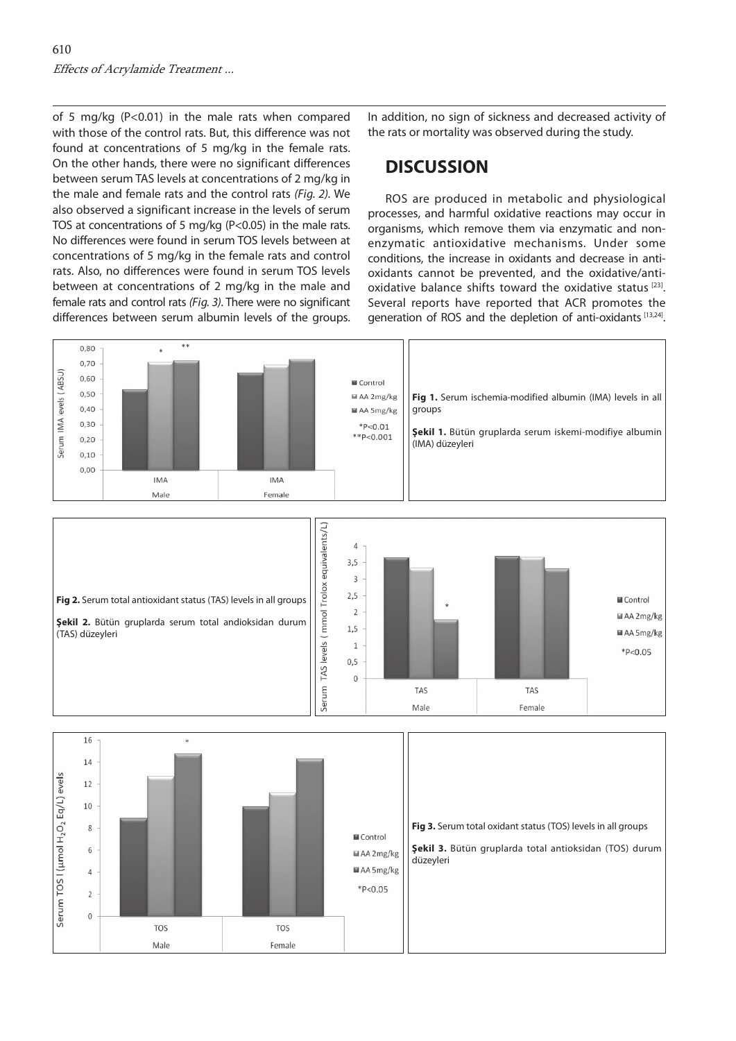of 5 mg/kg ($P<0.01$) in the male rats when compared with those of the control rats. But, this difference was not found at concentrations of 5 mg/kg in the female rats. On the other hands, there were no significant differences between serum TAS levels at concentrations of 2 mg/kg in the male and female rats and the control rats *(Fig. 2)*. We also observed a significant increase in the levels of serum TOS at concentrations of 5 mg/kg ($P<0.05$) in the male rats. No differences were found in serum TOS levels between at concentrations of 5 mg/kg in the female rats and control rats. Also, no differences were found in serum TOS levels between at concentrations of 2 mg/kg in the male and female rats and control rats *(Fig. 3)*. There were no significant differences between serum albumin levels of the groups. In addition, no sign of sickness and decreased activity of the rats or mortality was observed during the study.

## DISCUSSION

ROS are produced in metabolic and physiological processes, and harmful oxidative reactions may occur in organisms, which remove them via enzymatic and non-enzymatic antioxidative mechanisms. Under some conditions, the increase in oxidants and decrease in anti-oxidants cannot be prevented, and the oxidative/anti-oxidative balance shifts toward the oxidative status [23]. Several reports have reported that ACR promotes the generation of ROS and the depletion of anti-oxidants [13,24].

**Fig 1.** Serum ischemia-modified albumin (IMA) levels in all groups

**Şekil 1.** Bütün gruplarda serum iskemi-modifiye albumin (IMA) düzeyleri

**Fig 2.** Serum total antioxidant status (TAS) levels in all groups

**Şekil 2.** Bütün gruplarda serum total andioksidan durum (TAS) düzeyleri

**Fig 3.** Serum total oxidant status (TOS) levels in all groups

**Şekil 3.** Bütün gruplarda total antioksidan (TOS) durum düzeyleri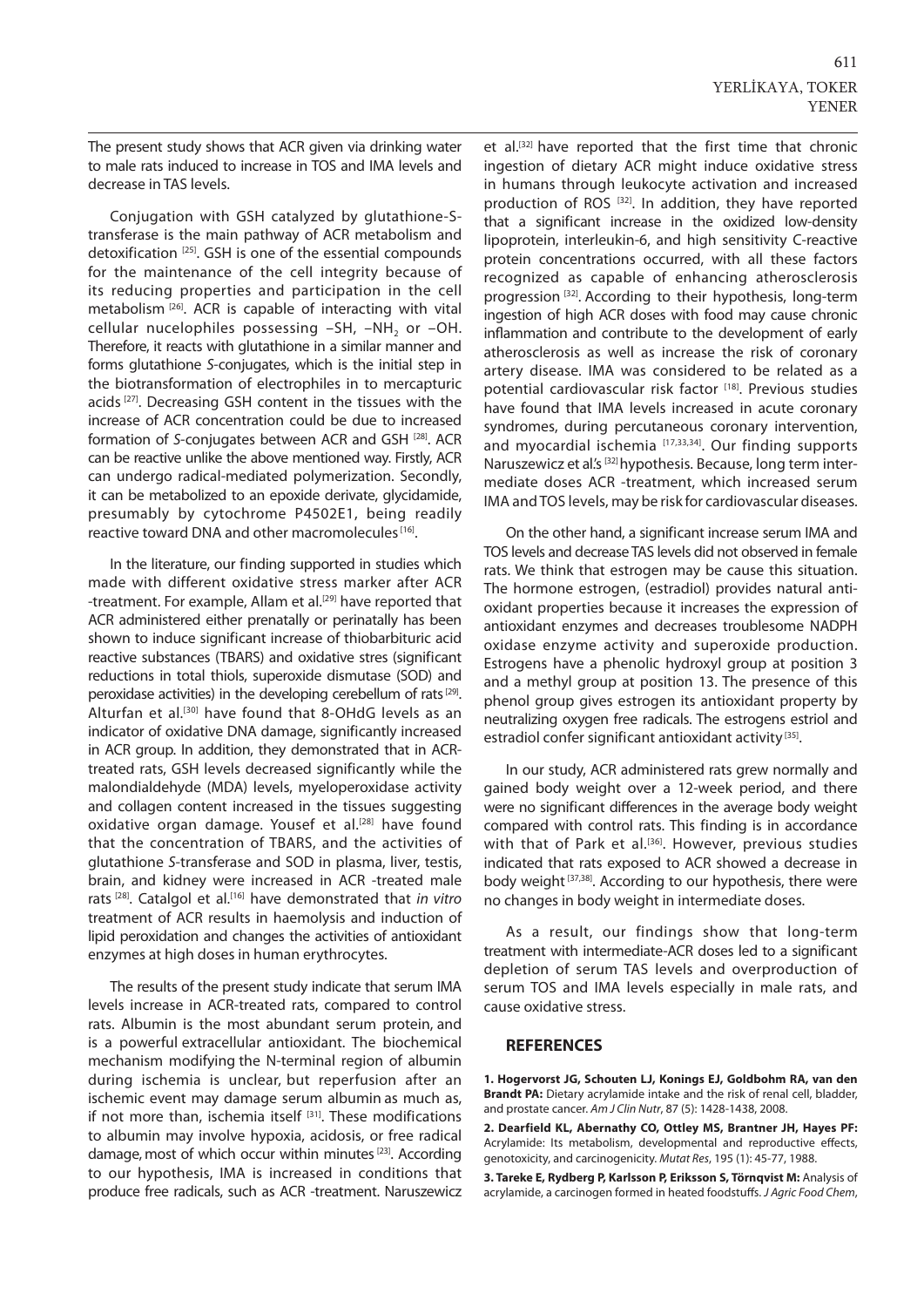The present study shows that ACR given via drinking water to male rats induced to increase in TOS and IMA levels and decrease in TAS levels.

Conjugation with GSH catalyzed by glutathione-S-transferase is the main pathway of ACR metabolism and detoxification [25]. GSH is one of the essential compounds for the maintenance of the cell integrity because of its reducing properties and participation in the cell metabolism [26]. ACR is capable of interacting with vital cellular nucelophiles possessing –SH, $–NH_2$ or –OH. Therefore, it reacts with glutathione in a similar manner and forms glutathione *S*-conjugates, which is the initial step in the biotransformation of electrophiles in to mercapturic acids [27]. Decreasing GSH content in the tissues with the increase of ACR concentration could be due to increased formation of *S*-conjugates between ACR and GSH [28]. ACR can be reactive unlike the above mentioned way. Firstly, ACR can undergo radical-mediated polymerization. Secondly, it can be metabolized to an epoxide derivate, glycidamide, presumably by cytochrome P4502E1, being readily reactive toward DNA and other macromolecules [16].

In the literature, our finding supported in studies which made with different oxidative stress marker after ACR -treatment. For example, Allam et al.[29] have reported that ACR administered either prenatally or perinatally has been shown to induce significant increase of thiobarbituric acid reactive substances (TBARS) and oxidative stres (significant reductions in total thiols, superoxide dismutase (SOD) and peroxidase activities) in the developing cerebellum of rats [29]. Alturfan et al.[30] have found that 8-OHdG levels as an indicator of oxidative DNA damage, significantly increased in ACR group. In addition, they demonstrated that in ACR-treated rats, GSH levels decreased significantly while the malondialdehyde (MDA) levels, myeloperoxidase activity and collagen content increased in the tissues suggesting oxidative organ damage. Yousef et al.[28] have found that the concentration of TBARS, and the activities of glutathione *S*-transferase and SOD in plasma, liver, testis, brain, and kidney were increased in ACR -treated male rats [28]. Catalgol et al.[16] have demonstrated that *in vitro* treatment of ACR results in haemolysis and induction of lipid peroxidation and changes the activities of antioxidant enzymes at high doses in human erythrocytes.

The results of the present study indicate that serum IMA levels increase in ACR-treated rats, compared to control rats. Albumin is the most abundant serum protein, and is a powerful extracellular antioxidant. The biochemical mechanism modifying the N-terminal region of albumin during ischemia is unclear, but reperfusion after an ischemic event may damage serum albumin as much as, if not more than, ischemia itself [31]. These modifications to albumin may involve hypoxia, acidosis, or free radical damage, most of which occur within minutes [23]. According to our hypothesis, IMA is increased in conditions that produce free radicals, such as ACR -treatment. Naruszewicz et al.[32] have reported that the first time that chronic ingestion of dietary ACR might induce oxidative stress in humans through leukocyte activation and increased production of ROS [32]. In addition, they have reported that a significant increase in the oxidized low-density lipoprotein, interleukin-6, and high sensitivity C-reactive protein concentrations occurred, with all these factors recognized as capable of enhancing atherosclerosis progression [32]. According to their hypothesis, long-term ingestion of high ACR doses with food may cause chronic inflammation and contribute to the development of early atherosclerosis as well as increase the risk of coronary artery disease. IMA was considered to be related as a potential cardiovascular risk factor [18]. Previous studies have found that IMA levels increased in acute coronary syndromes, during percutaneous coronary intervention, and myocardial ischemia [17,33,34]. Our finding supports Naruszewicz et al.'s [32] hypothesis. Because, long term intermediate doses ACR -treatment, which increased serum IMA and TOS levels, may be risk for cardiovascular diseases.

On the other hand, a significant increase serum IMA and TOS levels and decrease TAS levels did not observed in female rats. We think that estrogen may be cause this situation. The hormone estrogen, (estradiol) provides natural antioxidant properties because it increases the expression of antioxidant enzymes and decreases troublesome NADPH oxidase enzyme activity and superoxide production. Estrogens have a phenolic hydroxyl group at position 3 and a methyl group at position 13. The presence of this phenol group gives estrogen its antioxidant property by neutralizing oxygen free radicals. The estrogens estriol and estradiol confer significant antioxidant activity [35].

In our study, ACR administered rats grew normally and gained body weight over a 12-week period, and there were no significant differences in the average body weight compared with control rats. This finding is in accordance with that of Park et al.[36]. However, previous studies indicated that rats exposed to ACR showed a decrease in body weight [37,38]. According to our hypothesis, there were no changes in body weight in intermediate doses.

As a result, our findings show that long-term treatment with intermediate-ACR doses led to a significant depletion of serum TAS levels and overproduction of serum TOS and IMA levels especially in male rats, and cause oxidative stress.

## REFERENCES

**1. Hogervorst JG, Schouten LJ, Konings EJ, Goldbohm RA, van den Brandt PA:** Dietary acrylamide intake and the risk of renal cell, bladder, and prostate cancer. *Am J Clin Nutr*, 87 (5): 1428-1438, 2008.

**2. Dearfield KL, Abernathy CO, Ottley MS, Brantner JH, Hayes PF:** Acrylamide: Its metabolism, developmental and reproductive effects, genotoxicity, and carcinogenicity. *Mutat Res*, 195 (1): 45-77, 1988.

**3. Tareke E, Rydberg P, Karlsson P, Eriksson S, Törnqvist M:** Analysis of acrylamide, a carcinogen formed in heated foodstuffs. *J Agric Food Chem*,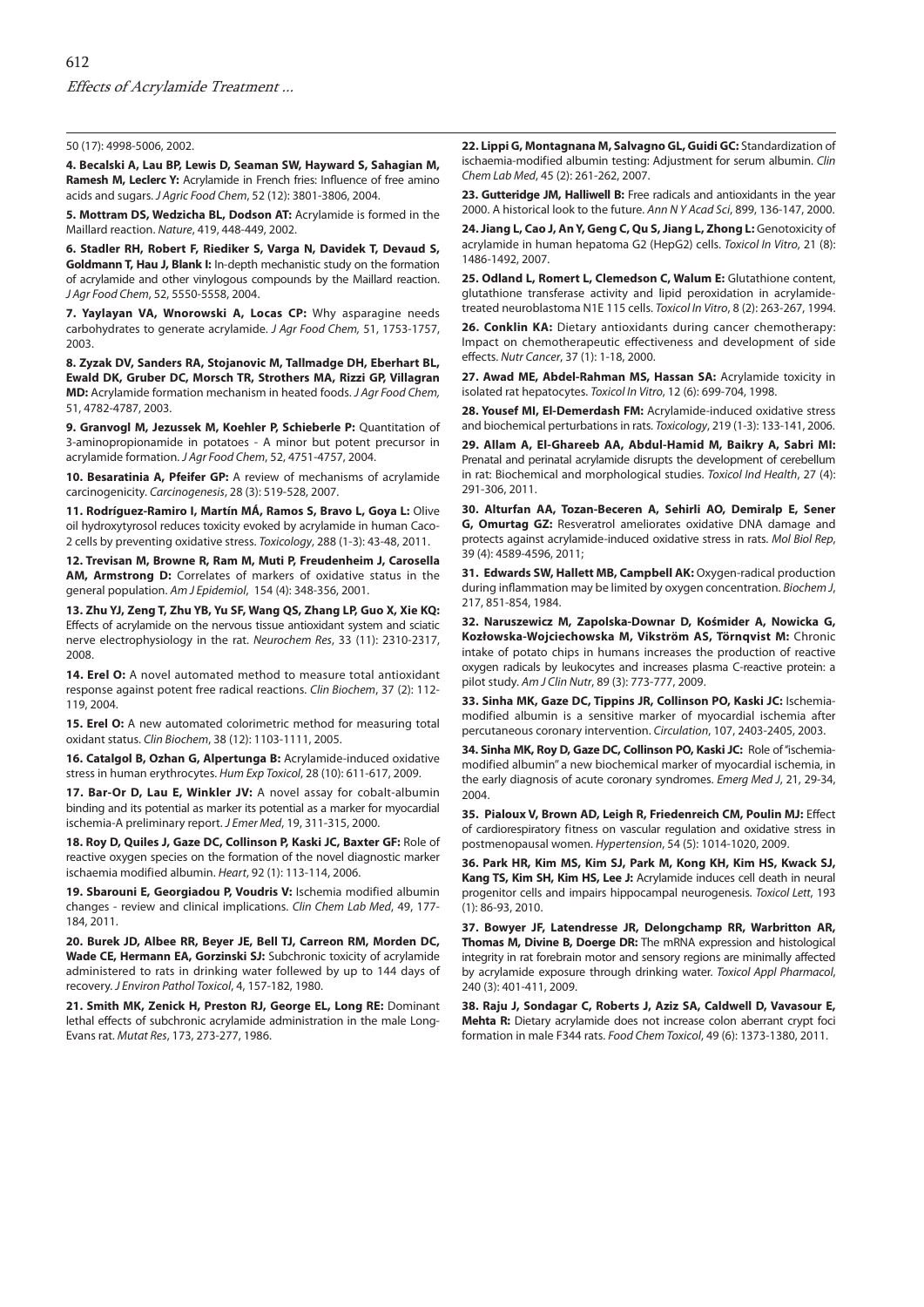50 (17): 4998-5006, 2002.

**4. Becalski A, Lau BP, Lewis D, Seaman SW, Hayward S, Sahagian M, Ramesh M, Leclerc Y:** Acrylamide in French fries: Influence of free amino acids and sugars. *J Agric Food Chem*, 52 (12): 3801-3806, 2004.

**5. Mottram DS, Wedzicha BL, Dodson AT:** Acrylamide is formed in the Maillard reaction. *Nature*, 419, 448-449, 2002.

**6. Stadler RH, Robert F, Riediker S, Varga N, Davidek T, Devaud S, Goldmann T, Hau J, Blank I:** In-depth mechanistic study on the formation of acrylamide and other vinylogous compounds by the Maillard reaction. *J Agr Food Chem*, 52, 5550-5558, 2004.

**7. Yaylayan VA, Wnorowski A, Locas CP:** Why asparagine needs carbohydrates to generate acrylamide. *J Agr Food Chem,* 51, 1753-1757, 2003.

**8. Zyzak DV, Sanders RA, Stojanovic M, Tallmadge DH, Eberhart BL, Ewald DK, Gruber DC, Morsch TR, Strothers MA, Rizzi GP, Villagran MD:** Acrylamide formation mechanism in heated foods. *J Agr Food Chem,* 51, 4782-4787, 2003.

**9. Granvogl M, Jezussek M, Koehler P, Schieberle P:** Quantitation of 3-aminopropionamide in potatoes - A minor but potent precursor in acrylamide formation. *J Agr Food Chem*, 52, 4751-4757, 2004.

**10. Besaratinia A, Pfeifer GP:** A review of mechanisms of acrylamide carcinogenicity. *Carcinogenesis*, 28 (3): 519-528, 2007.

**11. Rodríguez-Ramiro I, Martín MÁ, Ramos S, Bravo L, Goya L:** Olive oil hydroxytyrosol reduces toxicity evoked by acrylamide in human Caco-2 cells by preventing oxidative stress. *Toxicology*, 288 (1-3): 43-48, 2011.

**12. Trevisan M, Browne R, Ram M, Muti P, Freudenheim J, Carosella AM, Armstrong D:** Correlates of markers of oxidative status in the general population. *Am J Epidemiol*, 154 (4): 348-356, 2001.

**13. Zhu YJ, Zeng T, Zhu YB, Yu SF, Wang QS, Zhang LP, Guo X, Xie KQ:** Effects of acrylamide on the nervous tissue antioxidant system and sciatic nerve electrophysiology in the rat. *Neurochem Res*, 33 (11): 2310-2317, 2008.

**14. Erel O:** A novel automated method to measure total antioxidant response against potent free radical reactions. *Clin Biochem*, 37 (2): 112-119, 2004.

**15. Erel O:** A new automated colorimetric method for measuring total oxidant status. *Clin Biochem*, 38 (12): 1103-1111, 2005.

**16. Catalgol B, Ozhan G, Alpertunga B:** Acrylamide-induced oxidative stress in human erythrocytes. *Hum Exp Toxicol*, 28 (10): 611-617, 2009.

**17. Bar-Or D, Lau E, Winkler JV:** A novel assay for cobalt-albumin binding and its potential as marker for myocardial ischemia-A preliminary report. *J Emer Med*, 19, 311-315, 2000.

**18. Roy D, Quiles J, Gaze DC, Collinson P, Kaski JC, Baxter GF:** Role of reactive oxygen species on the formation of the novel diagnostic marker ischaemia modified albumin. *Heart*, 92 (1): 113-114, 2006.

**19. Sbarouni E, Georgiadou P, Voudris V:** Ischemia modified albumin changes - review and clinical implications. *Clin Chem Lab Med*, 49, 177-184, 2011.

**20. Burek JD, Albee RR, Beyer JE, Bell TJ, Carreon RM, Morden DC, Wade CE, Hermann EA, Gorzinski SJ:** Subchronic toxicity of acrylamide administered to rats in drinking water followed by up to 144 days of recovery. *J Environ Pathol Toxicol*, 4, 157-182, 1980.

**21. Smith MK, Zenick H, Preston RJ, George EL, Long RE:** Dominant lethal effects of subchronic acrylamide administration in the male Long-Evans rat. *Mutat Res*, 173, 273-277, 1986.

**22. Lippi G, Montagnana M, Salvagno GL, Guidi GC:** Standardization of ischaemia-modified albumin testing: Adjustment for serum albumin. *Clin Chem Lab Med*, 45 (2): 261-262, 2007.

**23. Gutteridge JM, Halliwell B:** Free radicals and antioxidants in the year 2000. A historical look to the future. *Ann N Y Acad Sci*, 899, 136-147, 2000.

**24. Jiang L, Cao J, An Y, Geng C, Qu S, Jiang L, Zhong L:** Genotoxicity of acrylamide in human hepatoma G2 (HepG2) cells. *Toxicol In Vitro*, 21 (8): 1486-1492, 2007.

**25. Odland L, Romert L, Clemedson C, Walum E:** Glutathione content, glutathione transferase activity and lipid peroxidation in acrylamide-treated neuroblastoma N1E 115 cells. *Toxicol In Vitro*, 8 (2): 263-267, 1994.

**26. Conklin KA:** Dietary antioxidants during cancer chemotherapy: Impact on chemotherapeutic effectiveness and development of side effects. *Nutr Cancer*, 37 (1): 1-18, 2000.

**27. Awad ME, Abdel-Rahman MS, Hassan SA:** Acrylamide toxicity in isolated rat hepatocytes. *Toxicol In Vitro*, 12 (6): 699-704, 1998.

**28. Yousef MI, El-Demerdash FM:** Acrylamide-induced oxidative stress and biochemical perturbations in rats. *Toxicology*, 219 (1-3): 133-141, 2006.

**29. Allam A, El-Ghareeb AA, Abdul-Hamid M, Baikry A, Sabri MI:** Prenatal and perinatal acrylamide disrupts the development of cerebellum in rat: Biochemical and morphological studies. *Toxicol Ind Health*, 27 (4): 291-306, 2011.

**30. Alturfan AA, Tozan-Beceren A, Sehirli AO, Demiralp E, Sener G, Omurtag GZ:** Resveratrol ameliorates oxidative DNA damage and protects against acrylamide-induced oxidative stress in rats. *Mol Biol Rep*, 39 (4): 4589-4596, 2011;

**31. Edwards SW, Hallett MB, Campbell AK:** Oxygen-radical production during inflammation may be limited by oxygen concentration. *Biochem J*, 217, 851-854, 1984.

**32. Naruszewicz M, Zapolska-Downar D, Kośmider A, Nowicka G, Kozłowska-Wojciechowska M, Vikström AS, Törnqvist M:** Chronic intake of potato chips in humans increases the production of reactive oxygen radicals by leukocytes and increases plasma C-reactive protein: a pilot study. *Am J Clin Nutr*, 89 (3): 773-777, 2009.

**33. Sinha MK, Gaze DC, Tippins JR, Collinson PO, Kaski JC:** Ischemia-modified albumin is a sensitive marker of myocardial ischemia after percutaneous coronary intervention. *Circulation*, 107, 2403-2405, 2003.

**34. Sinha MK, Roy D, Gaze DC, Collinson PO, Kaski JC:** Role of "ischemia-modified albumin" a new biochemical marker of myocardial ischemia, in the early diagnosis of acute coronary syndromes. *Emerg Med J*, 21, 29-34, 2004.

**35. Pialoux V, Brown AD, Leigh R, Friedenreich CM, Poulin MJ:** Effect of cardiorespiratory fitness on vascular regulation and oxidative stress in postmenopausal women. *Hypertension*, 54 (5): 1014-1020, 2009.

**36. Park HR, Kim MS, Kim SJ, Park M, Kong KH, Kim HS, Kwack SJ, Kang TS, Kim SH, Kim HS, Lee J:** Acrylamide induces cell death in neural progenitor cells and impairs hippocampal neurogenesis. *Toxicol Lett*, 193 (1): 86-93, 2010.

**37. Bowyer JF, Latendresse JR, Delongchamp RR, Warbritton AR, Thomas M, Divine B, Doerge DR:** The mRNA expression and histological integrity in rat forebrain motor and sensory regions are minimally affected by acrylamide exposure through drinking water. *Toxicol Appl Pharmacol*, 240 (3): 401-411, 2009.

**38. Raju J, Sondagar C, Roberts J, Aziz SA, Caldwell D, Vavasour E, Mehta R:** Dietary acrylamide does not increase colon aberrant crypt foci formation in male F344 rats. *Food Chem Toxicol*, 49 (6): 1373-1380, 2011.